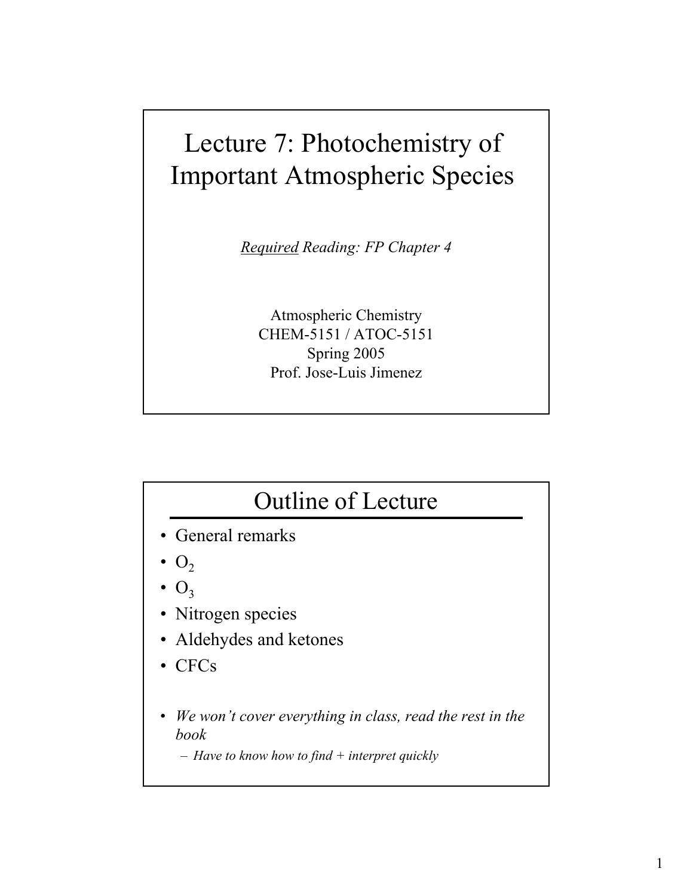# Lecture 7: Photochemistry of Important Atmospheric Species

*<u>Required</u> Reading: FP Chapter 4*

Atmospheric Chemistry
CHEM-5151 / ATOC-5151
Spring 2005
Prof. Jose-Luis Jimenez

## Outline of Lecture

- General remarks
- $O_2$
- $O_3$
- Nitrogen species
- Aldehydes and ketones
- CFCs

- *We won't cover everything in class, read the rest in the book*
  - *Have to know how to find + interpret quickly*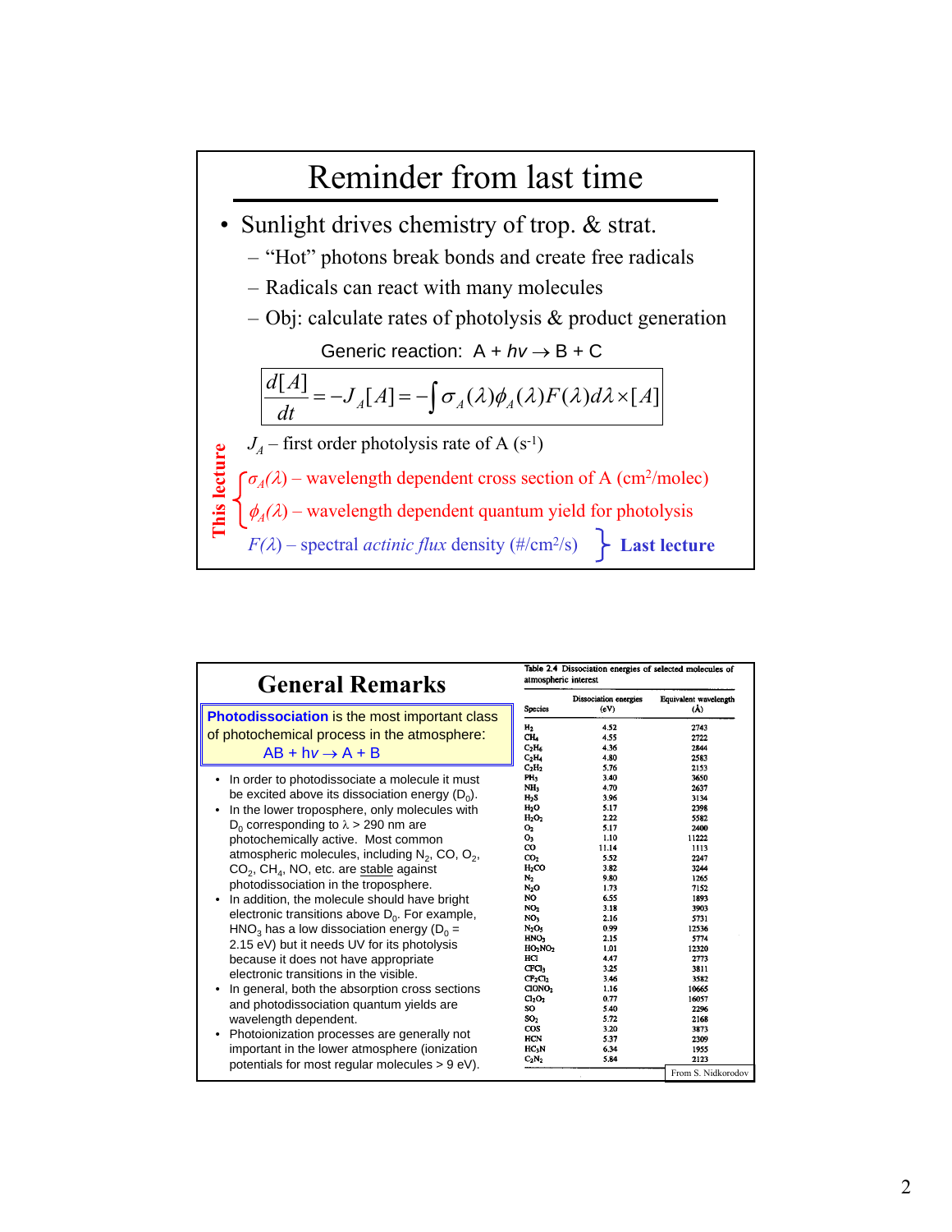# Reminder from last time

- Sunlight drives chemistry of trop. & strat.
  - "Hot" photons break bonds and create free radicals
  - Radicals can react with many molecules
  - Obj: calculate rates of photolysis & product generation

Generic reaction: A + $h\nu \rightarrow$ B + C

$$\frac{d[A]}{dt} = -J_A[A] = -\int \sigma_A(\lambda)\phi_A(\lambda)F(\lambda)d\lambda \times [A]$$

$J_A$ – first order photolysis rate of A (s$^{-1}$)

This lecture:
- $\sigma_A(\lambda)$ – wavelength dependent cross section of A (cm$^2$/molec)
- $\phi_A(\lambda)$ – wavelength dependent quantum yield for photolysis

Last lecture:
- $F(\lambda)$ – spectral *actinic flux* density (#/cm$^2$/s)

# General Remarks

**Photodissociation** is the most important class of photochemical process in the atmosphere:
AB + $h\nu \rightarrow$ A + B

- In order to photodissociate a molecule it must be excited above its dissociation energy ($D_0$).
- In the lower troposphere, only molecules with $D_0$ corresponding to $\lambda$ > 290 nm are photochemically active. Most common atmospheric molecules, including $N_2$, CO, $O_2$, $CO_2$, $CH_4$, NO, etc. are stable against photodissociation in the troposphere.
- In addition, the molecule should have bright electronic transitions above $D_0$. For example, $HNO_3$ has a low dissociation energy ($D_0$ = 2.15 eV) but it needs UV for its photolysis because it does not have appropriate electronic transitions in the visible.
- In general, both the absorption cross sections and photodissociation quantum yields are wavelength dependent.
- Photoionization processes are generally not important in the lower atmosphere (ionization potentials for most regular molecules > 9 eV).

Table 2.4 Dissociation energies of selected molecules of atmospheric interest

| Species | Dissociation energies (eV) | Equivalent wavelength (Å) |
|---|---|---|
| $H_2$ | 4.52 | 2743 |
| $CH_4$ | 4.55 | 2722 |
| $C_2H_6$ | 4.36 | 2844 |
| $C_2H_4$ | 4.80 | 2583 |
| $C_2H_2$ | 5.76 | 2153 |
| $PH_3$ | 3.40 | 3650 |
| $NH_3$ | 4.70 | 2637 |
| $H_2S$ | 3.96 | 3134 |
| $H_2O$ | 5.17 | 2398 |
| $H_2O_2$ | 2.22 | 5582 |
| $O_2$ | 5.17 | 2400 |
| $O_3$ | 1.10 | 11222 |
| CO | 11.14 | 1113 |
| $CO_2$ | 5.52 | 2247 |
| $H_2CO$ | 3.82 | 3244 |
| $N_2$ | 9.80 | 1265 |
| $N_2O$ | 1.73 | 7152 |
| NO | 6.55 | 1893 |
| $NO_2$ | 3.18 | 3903 |
| $NO_3$ | 2.16 | 5731 |
| $N_2O_5$ | 0.99 | 12536 |
| $HNO_3$ | 2.15 | 5774 |
| $HO_2NO_2$ | 1.01 | 12320 |
| HCl | 4.47 | 2773 |
| $CFCl_3$ | 3.25 | 3811 |
| $CF_2Cl_2$ | 3.46 | 3582 |
| $ClONO_2$ | 1.16 | 10665 |
| $Cl_2O_2$ | 0.77 | 16057 |
| SO | 5.40 | 2296 |
| $SO_2$ | 5.72 | 2168 |
| COS | 3.20 | 3873 |
| HCN | 5.37 | 2309 |
| $HC_3N$ | 6.34 | 1955 |
| $C_2N_2$ | 5.84 | 2123 |

From S. Nidkorodov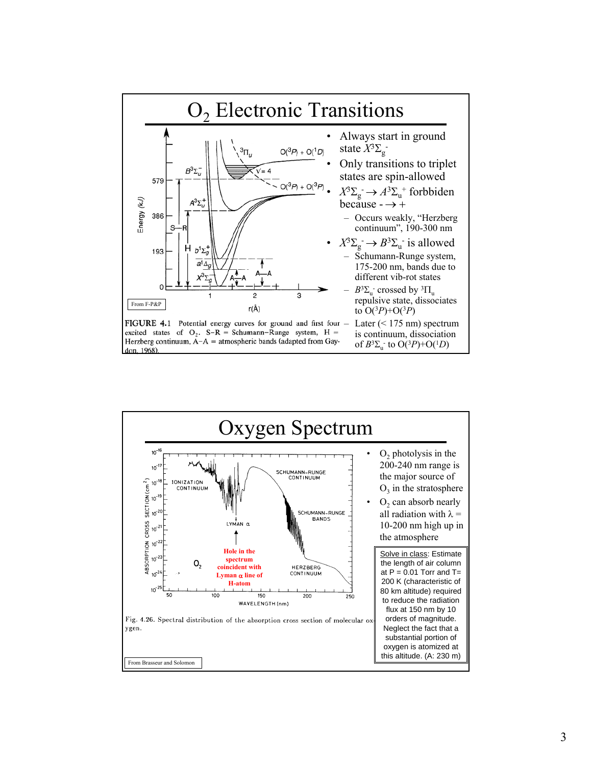# $O_2$ Electronic Transitions

- Always start in ground state $X^3\Sigma_g^-$
- Only transitions to triplet states are spin-allowed
- $X^3\Sigma_g^- \rightarrow A^3\Sigma_u^+$ forbiden because $- \rightarrow +$
  - Occurs weakly, "Herzberg continuum", 190-300 nm
- $X^3\Sigma_g^- \rightarrow B^3\Sigma_u^-$ is allowed
  - Schumann-Runge system, 175-200 nm, bands due to different vib-rot states
  - $B^3\Sigma_u^-$ crossed by $^3\Pi_u$ repulsive state, dissociates to $O(^3P)+O(^3P)$
  - Later (< 175 nm) spectrum is continuum, dissociation of $B^3\Sigma_u^-$ to $O(^3P)+O(^1D)$

From F-P&P

FIGURE 4.1 Potential energy curves for ground and first four excited states of $O_2$. S–R = Schumann–Runge system, H = Herzberg continuum, A–A = atmospheric bands (adapted from Gaydon, 1968).

# Oxygen Spectrum

- $O_2$ photolysis in the 200-240 nm range is the major source of $O_3$ in the stratosphere
- $O_2$ can absorb nearly all radiation with $\lambda$ = 10-200 nm high up in the atmosphere

Solve in class: Estimate the length of air column at P = 0.01 Torr and T= 200 K (characteristic of 80 km altitude) required to reduce the radiation flux at 150 nm by 10 orders of magnitude. Neglect the fact that a substantial portion of oxygen is atomized at this altitude. (A: 230 m)

Hole in the spectrum coincident with Lyman $\alpha$ line of H-atom

Fig. 4.26. Spectral distribution of the absorption cross section of molecular oxygen.

From Brasseur and Solomon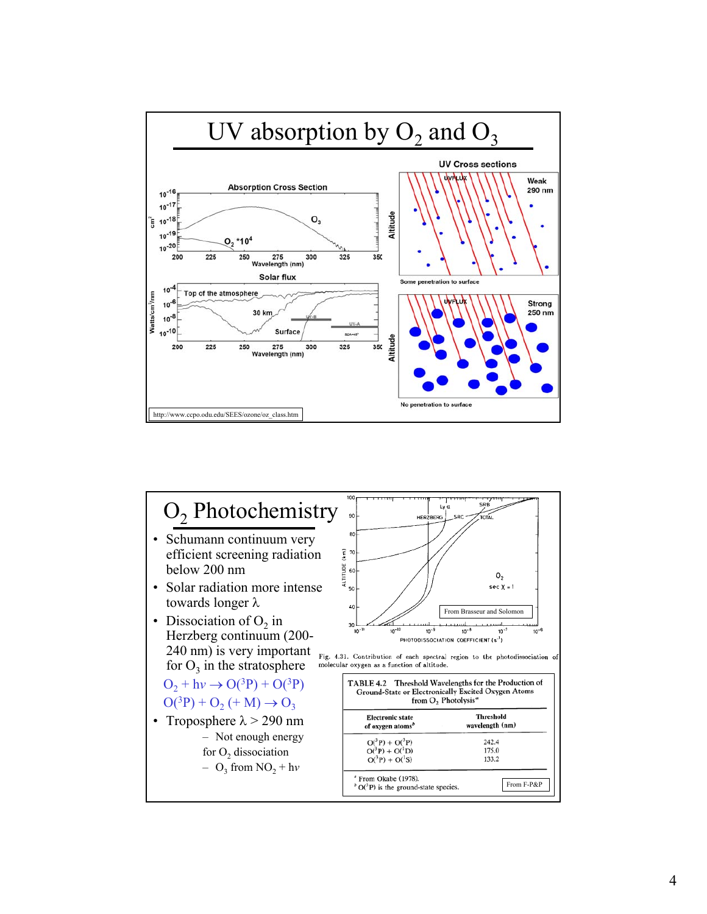# UV absorption by $O_2$ and $O_3$

http://www.ccpo.odu.edu/SEES/ozone/oz_class.htm

# $O_2$ Photochemistry

- Schumann continuum very efficient screening radiation below 200 nm
- Solar radiation more intense towards longer λ
- Dissociation of $O_2$ in Herzberg continuum (200-240 nm) is very important for $O_3$ in the stratosphere

$O_2 + h\nu \rightarrow O(^3P) + O(^3P)$

$O(^3P) + O_2 (+ M) \rightarrow O_3$

- Troposphere λ > 290 nm
  - Not enough energy for $O_2$ dissociation
  - $O_3$ from $NO_2 + h\nu$

Fig. 4.31. Contribution of each spectral region to the photodissociation of molecular oxygen as a function of altitude.

From Brasseur and Solomon

TABLE 4.2 Threshold Wavelengths for the Production of Ground-State or Electronically Excited Oxygen Atoms from $O_2$ Photolysis[a]

| Electronic state of oxygen atoms[b] | Threshold wavelength (nm) |
|---|---|
| $O(^3P) + O(^3P)$ | 242.4 |
| $O(^3P) + O(^1D)$ | 175.0 |
| $O(^3P) + O(^1S)$ | 133.2 |

[a] From Okabe (1978).
[b] $O(^3P)$ is the ground-state species.

From F-P&P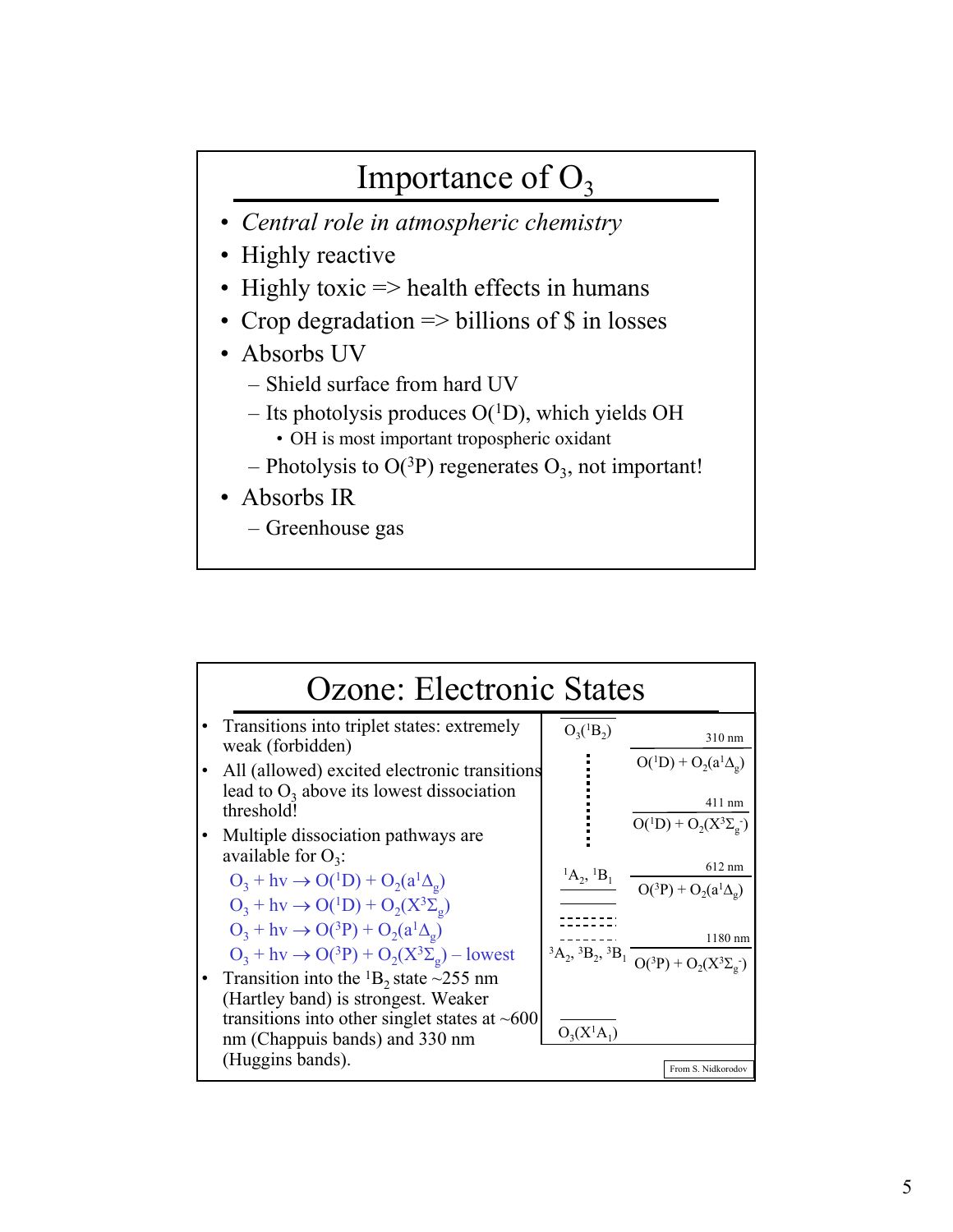# Importance of $O_3$

- *Central role in atmospheric chemistry*
- Highly reactive
- Highly toxic => health effects in humans
- Crop degradation => billions of $ in losses
- Absorbs UV
  - Shield surface from hard UV
  - Its photolysis produces $O(^1D)$, which yields OH
    - OH is most important tropospheric oxidant
  - Photolysis to $O(^3P)$ regenerates $O_3$, not important!
- Absorbs IR
  - Greenhouse gas

# Ozone: Electronic States

- Transitions into triplet states: extremely weak (forbidden)
- All (allowed) excited electronic transitions lead to $O_3$ above its lowest dissociation threshold!
- Multiple dissociation pathways are available for $O_3$:

  $O_3 + h\nu \rightarrow O(^1D) + O_2(a^1\Delta_g)$
  
  $O_3 + h\nu \rightarrow O(^1D) + O_2(X^3\Sigma_g)$
  
  $O_3 + h\nu \rightarrow O(^3P) + O_2(a^1\Delta_g)$
  
  $O_3 + h\nu \rightarrow O(^3P) + O_2(X^3\Sigma_g)$ – lowest
- Transition into the $^1B_2$ state ~255 nm (Hartley band) is strongest. Weaker transitions into other singlet states at ~600 nm (Chappuis bands) and 330 nm (Huggins bands).

| States | Threshold | Dissociation products |
|---|---|---|
| $O_3(^1B_2)$ | | |
| | 310 nm | $O(^1D) + O_2(a^1\Delta_g)$ |
| | 411 nm | $O(^1D) + O_2(X^3\Sigma_g^-)$ |
| $^1A_2$, $^1B_1$ | 612 nm | $O(^3P) + O_2(a^1\Delta_g)$ |
| $^3A_2$, $^3B_2$, $^3B_1$ | 1180 nm | $O(^3P) + O_2(X^3\Sigma_g^-)$ |
| $O_3(X^1A_1)$ | | |

From S. Nidkorodov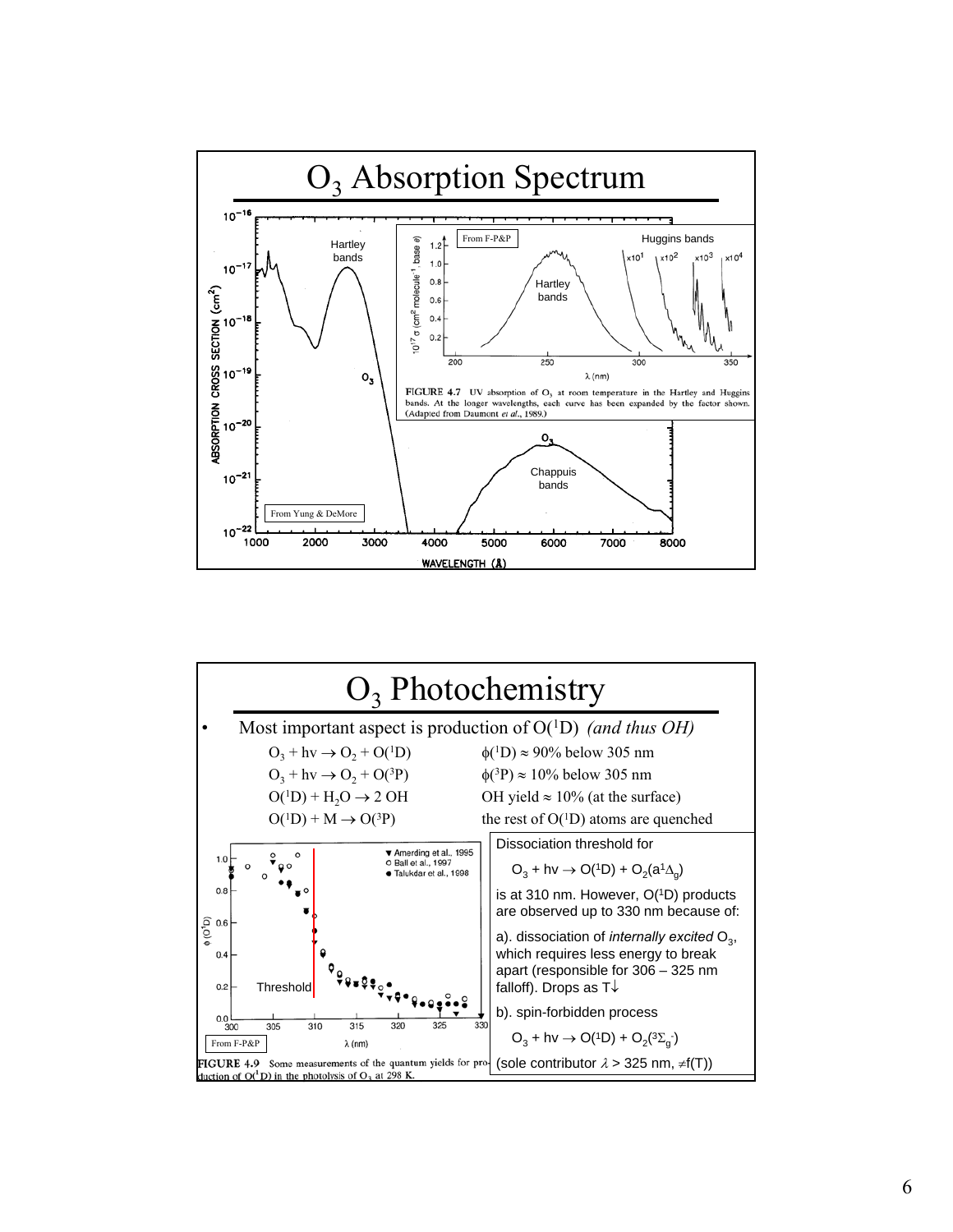# $O_3$ Absorption Spectrum

From Yung & DeMore

From F-P&P

FIGURE 4.7 UV absorption of $O_3$ at room temperature in the Hartley and Huggins bands. At the longer wavelengths, each curve has been expanded by the factor shown. (Adapted from Daumont et al., 1989.)

# $O_3$ Photochemistry

- Most important aspect is production of $O(^1D)$ *(and thus OH)*

| | |
|---|---|
| $O_3 + h\nu \rightarrow O_2 + O(^1D)$ | $\phi(^1D) \approx 90\%$ below 305 nm |
| $O_3 + h\nu \rightarrow O_2 + O(^3P)$ | $\phi(^3P) \approx 10\%$ below 305 nm |
| $O(^1D) + H_2O \rightarrow 2\ OH$ | OH yield $\approx 10\%$ (at the surface) |
| $O(^1D) + M \rightarrow O(^3P)$ | the rest of $O(^1D)$ atoms are quenched |

From F-P&P

FIGURE 4.9 Some measurements of the quantum yields for production of $O(^1D)$ in the photolysis of $O_3$ at 298 K.

Dissociation threshold for

$O_3 + h\nu \rightarrow O(^1D) + O_2(a^1\Delta_g)$

is at 310 nm. However, $O(^1D)$ products are observed up to 330 nm because of:

a). dissociation of *internally excited* $O_3$, which requires less energy to break apart (responsible for 306 – 325 nm falloff). Drops as T↓

b). spin-forbidden process

$O_3 + h\nu \rightarrow O(^1D) + O_2(^3\Sigma_g^-)$

(sole contributor $\lambda > 325$ nm, $\neq f(T)$)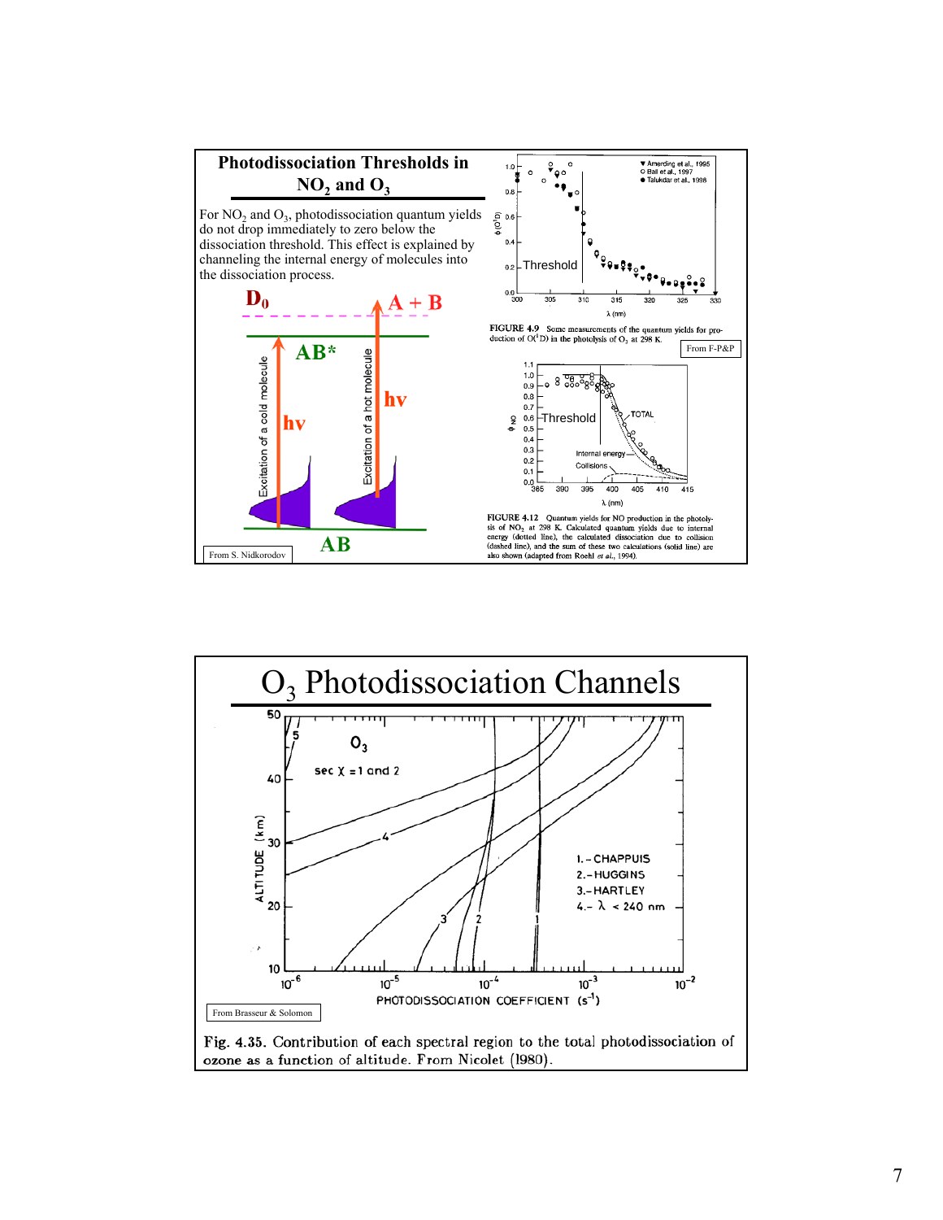## Photodissociation Thresholds in $NO_2$ and $O_3$

For $NO_2$ and $O_3$, photodissociation quantum yields do not drop immediately to zero below the dissociation threshold. This effect is explained by channeling the internal energy of molecules into the dissociation process.

From S. Nidkorodov

FIGURE 4.9 Some measurements of the quantum yields for production of $O(^1D)$ in the photolysis of $O_3$ at 298 K.

From F-P&P

FIGURE 4.12 Quantum yields for NO production in the photolysis of $NO_2$ at 298 K. Calculated quantum yields due to internal energy (dotted line), the calculated dissociation due to collision (dashed line), and the sum of these two calculations (solid line) are also shown (adapted from Roehl *et al.*, 1994).

## $O_3$ Photodissociation Channels

From Brasseur & Solomon

Fig. 4.35. Contribution of each spectral region to the total photodissociation of ozone as a function of altitude. From Nicolet (1980).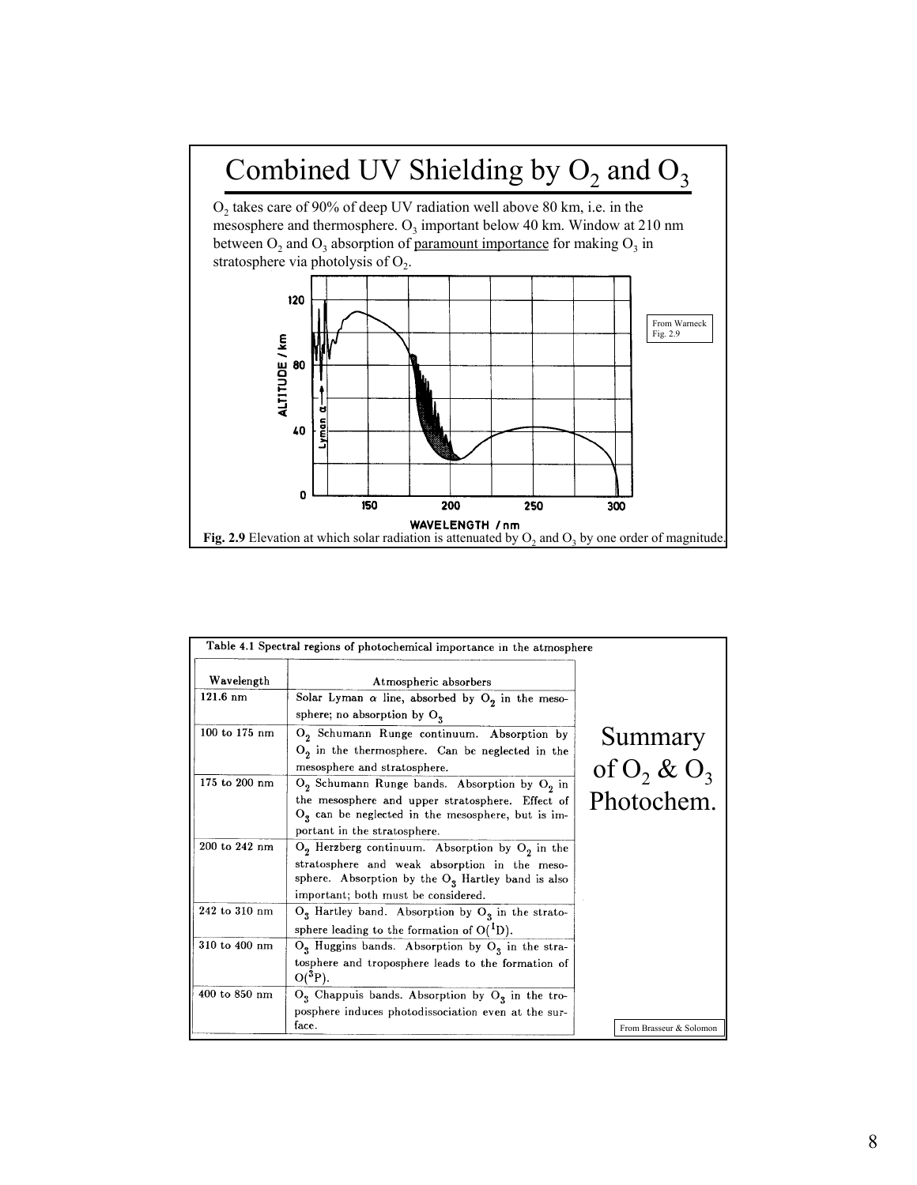# Combined UV Shielding by $O_2$ and $O_3$

$O_2$ takes care of 90% of deep UV radiation well above 80 km, i.e. in the mesosphere and thermosphere. $O_3$ important below 40 km. Window at 210 nm between $O_2$ and $O_3$ absorption of paramount importance for making $O_3$ in stratosphere via photolysis of $O_2$.

From Warneck Fig. 2.9

**Fig. 2.9** Elevation at which solar radiation is attenuated by $O_2$ and $O_3$ by one order of magnitude.

Table 4.1 Spectral regions of photochemical importance in the atmosphere

| Wavelength | Atmospheric absorbers |
|---|---|
| 121.6 nm | Solar Lyman $\alpha$ line, absorbed by $O_2$ in the mesosphere; no absorption by $O_3$ |
| 100 to 175 nm | $O_2$ Schumann Runge continuum. Absorption by $O_2$ in the thermosphere. Can be neglected in the mesosphere and stratosphere. |
| 175 to 200 nm | $O_2$ Schumann Runge bands. Absorption by $O_2$ in the mesosphere and upper stratosphere. Effect of $O_3$ can be neglected in the mesosphere, but is important in the stratosphere. |
| 200 to 242 nm | $O_2$ Herzberg continuum. Absorption by $O_2$ in the stratosphere and weak absorption in the mesosphere. Absorption by the $O_3$ Hartley band is also important; both must be considered. |
| 242 to 310 nm | $O_3$ Hartley band. Absorption by $O_3$ in the stratosphere leading to the formation of $O(^1D)$. |
| 310 to 400 nm | $O_3$ Huggins bands. Absorption by $O_3$ in the stratosphere and troposphere leads to the formation of $O(^3P)$. |
| 400 to 850 nm | $O_3$ Chappuis bands. Absorption by $O_3$ in the troposphere induces photodissociation even at the surface. |

## Summary of $O_2$ & $O_3$ Photochem.

From Brasseur & Solomon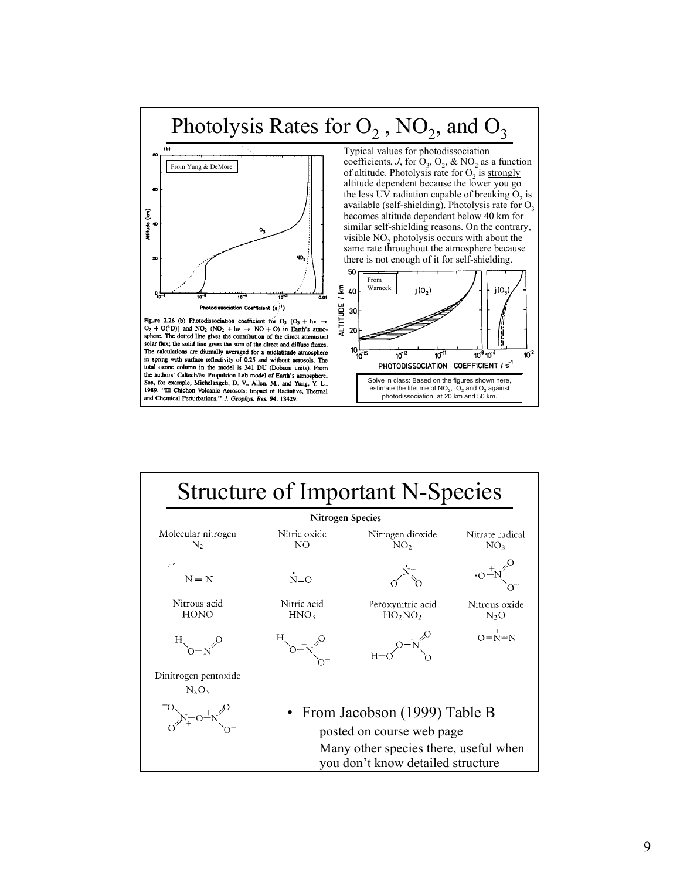# Photolysis Rates for $O_2$ , $NO_2$, and $O_3$

From Yung & DeMore

**Figure 2.26** (b) Photodissociation coefficient for $O_3$ [$O_3 + h\nu \rightarrow O_2 + O(^1D)$] and $NO_2$ ($NO_2 + h\nu \rightarrow NO + O$) in Earth's atmosphere. The dotted line gives the contribution of the direct attenuated solar flux; the solid line gives the sum of the direct and diffuse fluxes. The calculations are diurnally averaged for a midlatitude atmosphere in spring with surface reflectivity of 0.25 and without aerosols. The total ozone column in the model is 341 DU (Dobson units). From the authors' Caltech/Jet Propulsion Lab model of Earth's atmosphere. See, for example, Michelangeli, D. V., Allen, M., and Yung, Y. L., 1989, "El Chichon Volcanic Aerosols: Impact of Radiative, Thermal and Chemical Perturbations." *J. Geophys. Res.* **94**, 18429.

Typical values for photodissociation coefficients, $J$, for $O_3$, $O_2$, & $NO_2$ as a function of altitude. Photolysis rate for $O_2$ is <u>strongly</u> altitude dependent because the lower you go the less UV radiation capable of breaking $O_2$ is available (self-shielding). Photolysis rate for $O_3$ becomes altitude dependent below 40 km for similar self-shielding reasons. On the contrary, visible $NO_2$ photolysis occurs with about the same rate throughout the atmosphere because there is not enough of it for self-shielding.

From Warneck

<u>Solve in class</u>: Based on the figures shown here, estimate the lifetime of $NO_2$, $O_2$ and $O_3$ against photodissociation at 20 km and 50 km.

# Structure of Important N-Species

**Nitrogen Species**

- Molecular nitrogen $N_2$: $N \equiv N$
- Nitric oxide NO: $\dot{N}=O$
- Nitrogen dioxide $NO_2$
- Nitrate radical $NO_3$
- Nitrous acid HONO
- Nitric acid $HNO_3$
- Peroxynitric acid $HO_2NO_2$
- Nitrous oxide $N_2O$: $O=\overset{+}{N}=\overset{-}{N}$
- Dinitrogen pentoxide $N_2O_5$

- From Jacobson (1999) Table B
  - posted on course web page
  - Many other species there, useful when you don't know detailed structure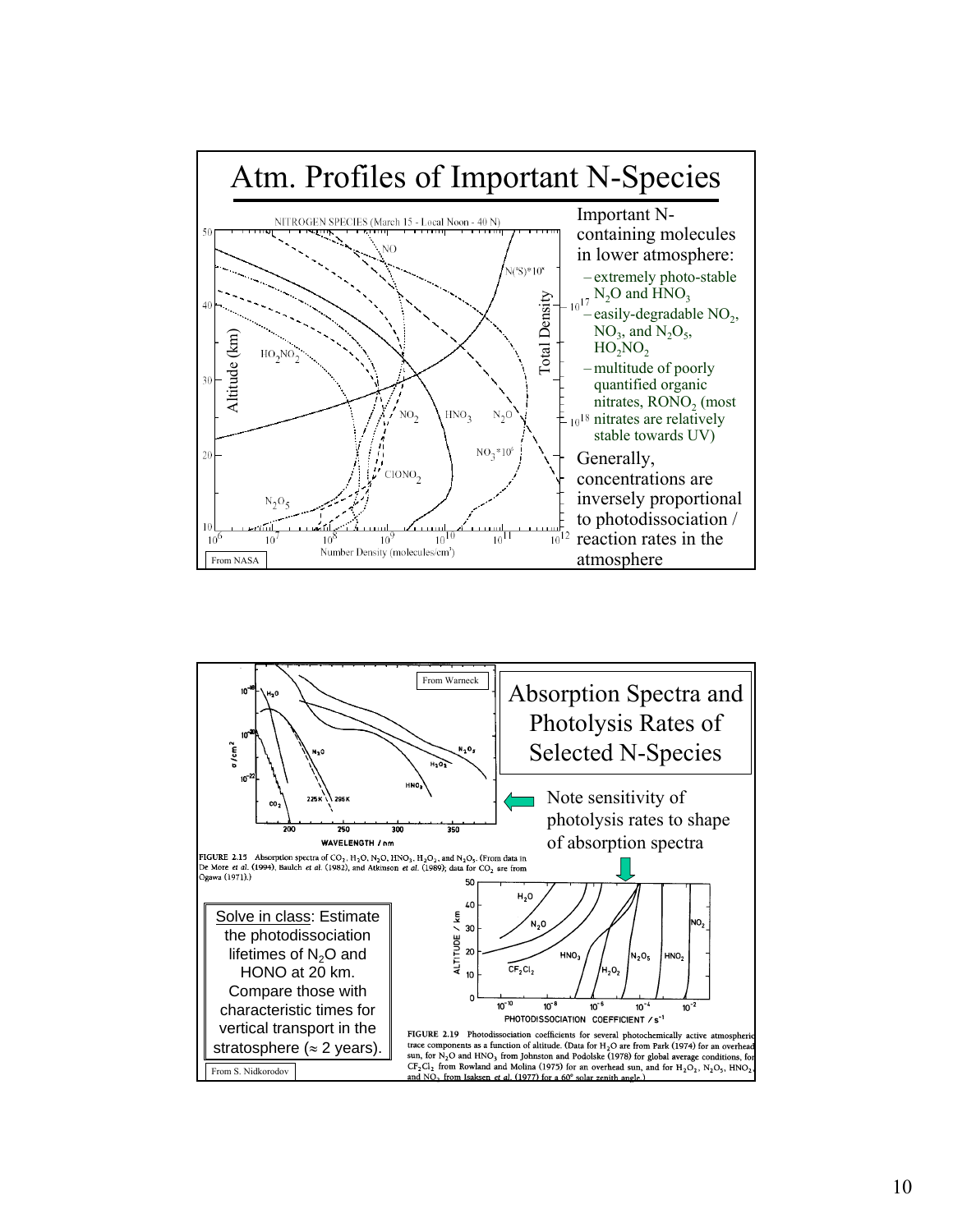# Atm. Profiles of Important N-Species

NITROGEN SPECIES (March 15 - Local Noon - 40 N)

From NASA

Important N-containing molecules in lower atmosphere:

- extremely photo-stable $N_2O$ and $HNO_3$
- easily-degradable $NO_2$, $NO_3$, and $N_2O_5$, $HO_2NO_2$
- multitude of poorly quantified organic nitrates, $RONO_2$ (most nitrates are relatively stable towards UV)

Generally, concentrations are inversely proportional to photodissociation / reaction rates in the atmosphere

# Absorption Spectra and Photolysis Rates of Selected N-Species

From Warneck

FIGURE 2.15 Absorption spectra of $CO_2$, $H_2O$, $N_2O$, $HNO_3$, $H_2O_2$, and $N_2O_5$. (From data in De More *et al.* (1994), Baulch *et al.* (1982), and Atkinson *et al.* (1989); data for $CO_2$ are from Ogawa (1971).)

Note sensitivity of photolysis rates to shape of absorption spectra

FIGURE 2.19 Photodissociation coefficients for several photochemically active atmospheric trace components as a function of altitude. (Data for $H_2O$ are from Park (1974) for an overhead sun, for $N_2O$ and $HNO_3$ from Johnston and Podolske (1978) for global average conditions, for $CF_2Cl_2$ from Rowland and Molina (1975) for an overhead sun, and for $H_2O_2$, $N_2O_5$, $HNO_2$, and $NO_2$ from Isaksen *et al.* (1977) for a 60° solar zenith angle.)

Solve in class: Estimate the photodissociation lifetimes of $N_2O$ and HONO at 20 km. Compare those with characteristic times for vertical transport in the stratosphere (≈ 2 years).

From S. Nidkorodov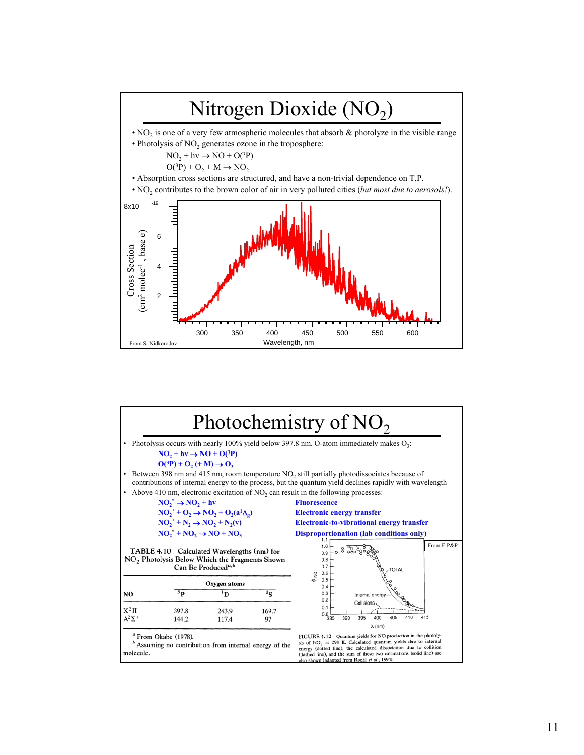# Nitrogen Dioxide ($NO_2$)

- $NO_2$ is one of a very few atmospheric molecules that absorb & photolyze in the visible range
- Photolysis of $NO_2$ generates ozone in the troposphere:

  $NO_2 + h\nu \rightarrow NO + O(^3P)$

  $O(^3P) + O_2 + M \rightarrow NO_2$

- Absorption cross sections are structured, and have a non-trivial dependence on T,P.
- $NO_2$ contributes to the brown color of air in very polluted cities (*but most due to aerosols!*).

From S. Nidkorodov

# Photochemistry of $NO_2$

- Photolysis occurs with nearly 100% yield below 397.8 nm. O-atom immediately makes $O_3$:

  **$NO_2 + h\nu \rightarrow NO + O(^3P)$**

  **$O(^3P) + O_2 (+ M) \rightarrow O_3$**

- Between 398 nm and 415 nm, room temperature $NO_2$ still partially photodissociates because of contributions of internal energy to the process, but the quantum yield declines rapidly with wavelength
- Above 410 nm, electronic excitation of $NO_2$ can result in the following processes:

| Reaction | Process |
|---|---|
| $NO_2^* \rightarrow NO_2 + h\nu$ | **Fluorescence** |
| $NO_2^* + O_2 \rightarrow NO_2 + O_2(a^1\Delta_g)$ | **Electronic energy transfer** |
| $NO_2^* + N_2 \rightarrow NO_2 + N_2(v)$ | **Electronic-to-vibrational energy transfer** |
| $NO_2^* + NO_2 \rightarrow NO + NO_3$ | **Disproportionation (lab conditions only)** |

TABLE 4.10 Calculated Wavelengths (nm) for $NO_2$ Photolysis Below Which the Fragments Shown Can Be Produced[a,b]

| NO | Oxygen atoms $^3P$ | $^1D$ | $^1S$ |
|---|---|---|---|
| $X^2\Pi$ | 397.8 | 243.9 | 169.7 |
| $A^2\Sigma^+$ | 144.2 | 117.4 | 97 |

[a] From Okabe (1978).
[b] Assuming no contribution from internal energy of the molecule.

From F-P&P

FIGURE 4.12 Quantum yields for NO production in the photolysis of $NO_2$ at 298 K. Calculated quantum yields due to internal energy (dotted line), the calculated dissociation due to collision (dashed line), and the sum of these two calculations (solid line) are also shown (adapted from Roehl *et al.*, 1994).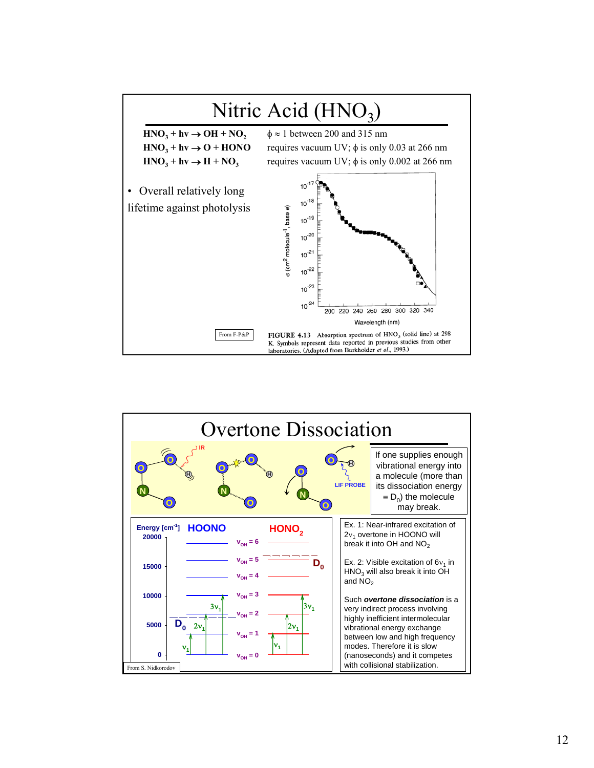# Nitric Acid ($HNO_3$)

| Reaction | Notes |
| --- | --- |
| **$HNO_3 + h\nu \rightarrow OH + NO_2$** | $\phi \approx 1$ between 200 and 315 nm |
| **$HNO_3 + h\nu \rightarrow O + HONO$** | requires vacuum UV; $\phi$ is only 0.03 at 266 nm |
| **$HNO_3 + h\nu \rightarrow H + NO_3$** | requires vacuum UV; $\phi$ is only 0.002 at 266 nm |

- Overall relatively long lifetime against photolysis

From F-P&P

**FIGURE 4.13** Absorption spectrum of $HNO_3$ (solid line) at 298 K. Symbols represent data reported in previous studies from other laboratories. (Adapted from Burkholder *et al.*, 1993.)

# Overtone Dissociation

If one supplies enough vibrational energy into a molecule (more than its dissociation energy $\equiv D_0$) the molecule may break.

Ex. 1: Near-infrared excitation of $2\nu_1$ overtone in HOONO will break it into OH and $NO_2$

Ex. 2: Visible excitation of $6\nu_1$ in $HNO_3$ will also break it into OH and $NO_2$

Such ***overtone dissociation*** is a very indirect process involving highly inefficient intermolecular vibrational energy exchange between low and high frequency modes. Therefore it is slow (nanoseconds) and it competes with collisional stabilization.

From S. Nidkorodov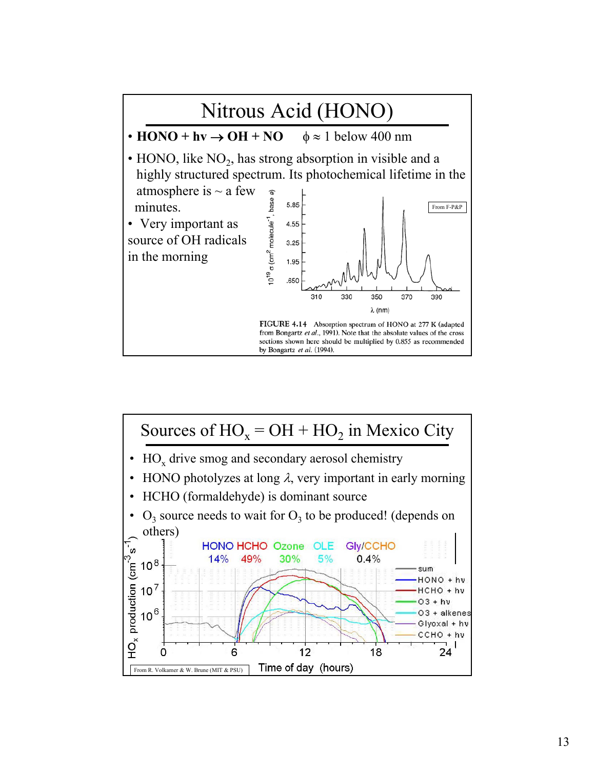# Nitrous Acid (HONO)

- **HONO + hv → OH + NO** $\phi \approx 1$ below 400 nm
- HONO, like $NO_2$, has strong absorption in visible and a highly structured spectrum. Its photochemical lifetime in the atmosphere is ~ a few minutes.
- Very important as source of OH radicals in the morning

From F-P&P

FIGURE 4.14 Absorption spectrum of HONO at 277 K (adapted from Bongartz *et al.*, 1991). Note that the absolute values of the cross sections shown here should be multiplied by 0.855 as recommended by Bongartz *et al.* (1994).

# Sources of $HO_x = OH + HO_2$ in Mexico City

- $HO_x$ drive smog and secondary aerosol chemistry
- HONO photolyzes at long $\lambda$, very important in early morning
- HCHO (formaldehyde) is dominant source
- $O_3$ source needs to wait for $O_3$ to be produced! (depends on others)

| HONO | HCHO | Ozone | OLE | Gly/CCHO |
|---|---|---|---|---|
| 14% | 49% | 30% | 5% | 0.4% |

From R. Volkamer & W. Brune (MIT & PSU)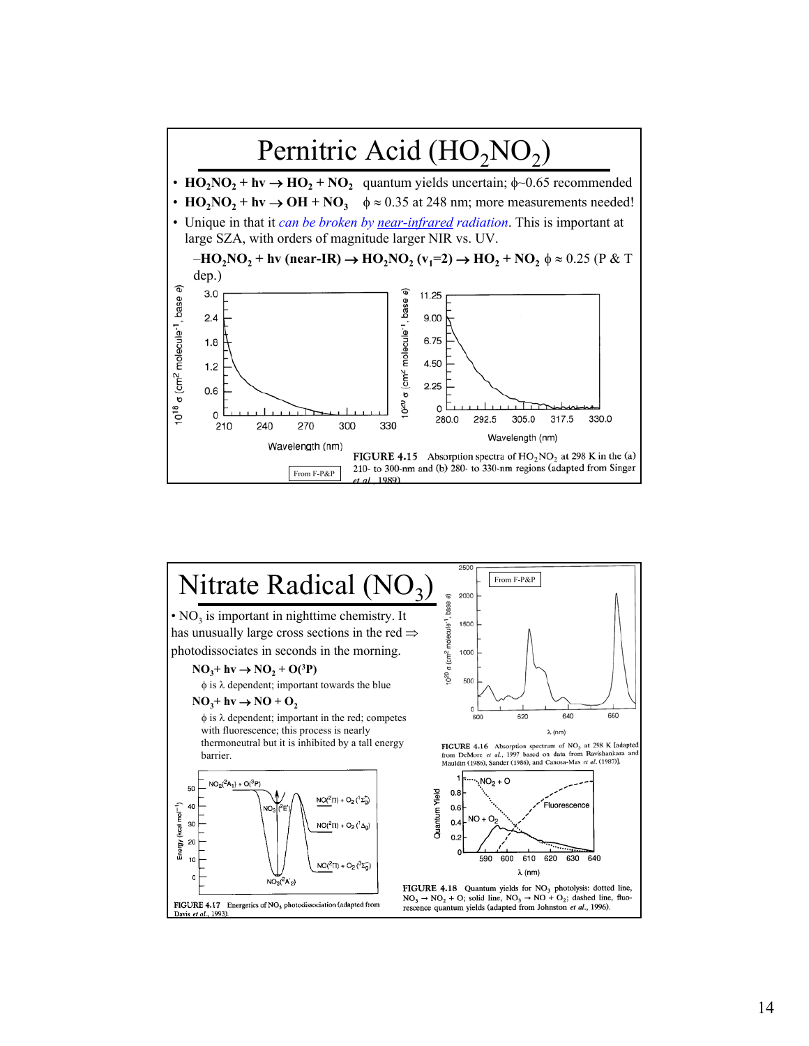# Pernitric Acid ($HO_2NO_2$)

- $\mathbf{HO_2NO_2 + h\nu \rightarrow HO_2 + NO_2}$ quantum yields uncertain; $\phi \sim 0.65$ recommended
- $\mathbf{HO_2NO_2 + h\nu \rightarrow OH + NO_3}$ $\phi \approx 0.35$ at 248 nm; more measurements needed!
- Unique in that it *can be broken by near-infrared radiation*. This is important at large SZA, with orders of magnitude larger NIR vs. UV.
  - $\mathbf{HO_2NO_2 + h\nu\ (near\text{-}IR) \rightarrow HO_2NO_2\ (v_1{=}2) \rightarrow HO_2 + NO_2}$ $\phi \approx 0.25$ (P & T dep.)

From F-P&P

FIGURE 4.15 Absorption spectra of $HO_2NO_2$ at 298 K in the (a) 210- to 300-nm and (b) 280- to 330-nm regions (adapted from Singer *et al.*, 1989).

# Nitrate Radical ($NO_3$)

- $NO_3$ is important in nighttime chemistry. It has unusually large cross sections in the red ⇒ photodissociates in seconds in the morning.

  $\mathbf{NO_3 + h\nu \rightarrow NO_2 + O(^3P)}$

  $\phi$ is $\lambda$ dependent; important towards the blue

  $\mathbf{NO_3 + h\nu \rightarrow NO + O_2}$

  $\phi$ is $\lambda$ dependent; important in the red; competes with fluorescence; this process is nearly thermoneutral but it is inhibited by a tall energy barrier.

From F-P&P

FIGURE 4.16 Absorption spectrum of $NO_3$ at 298 K [adapted from DeMore *et al.*, 1997 based on data from Ravishankara and Mauldin (1986), Sander (1986), and Canosa-Mas *et al.* (1987)].

FIGURE 4.17 Energetics of $NO_3$ photodissociation (adapted from Davis *et al.*, 1993).

FIGURE 4.18 Quantum yields for $NO_3$ photolysis: dotted line, $NO_3 \rightarrow NO_2 + O$; solid line, $NO_3 \rightarrow NO + O_2$; dashed line, fluorescence quantum yields (adapted from Johnston *et al.*, 1996).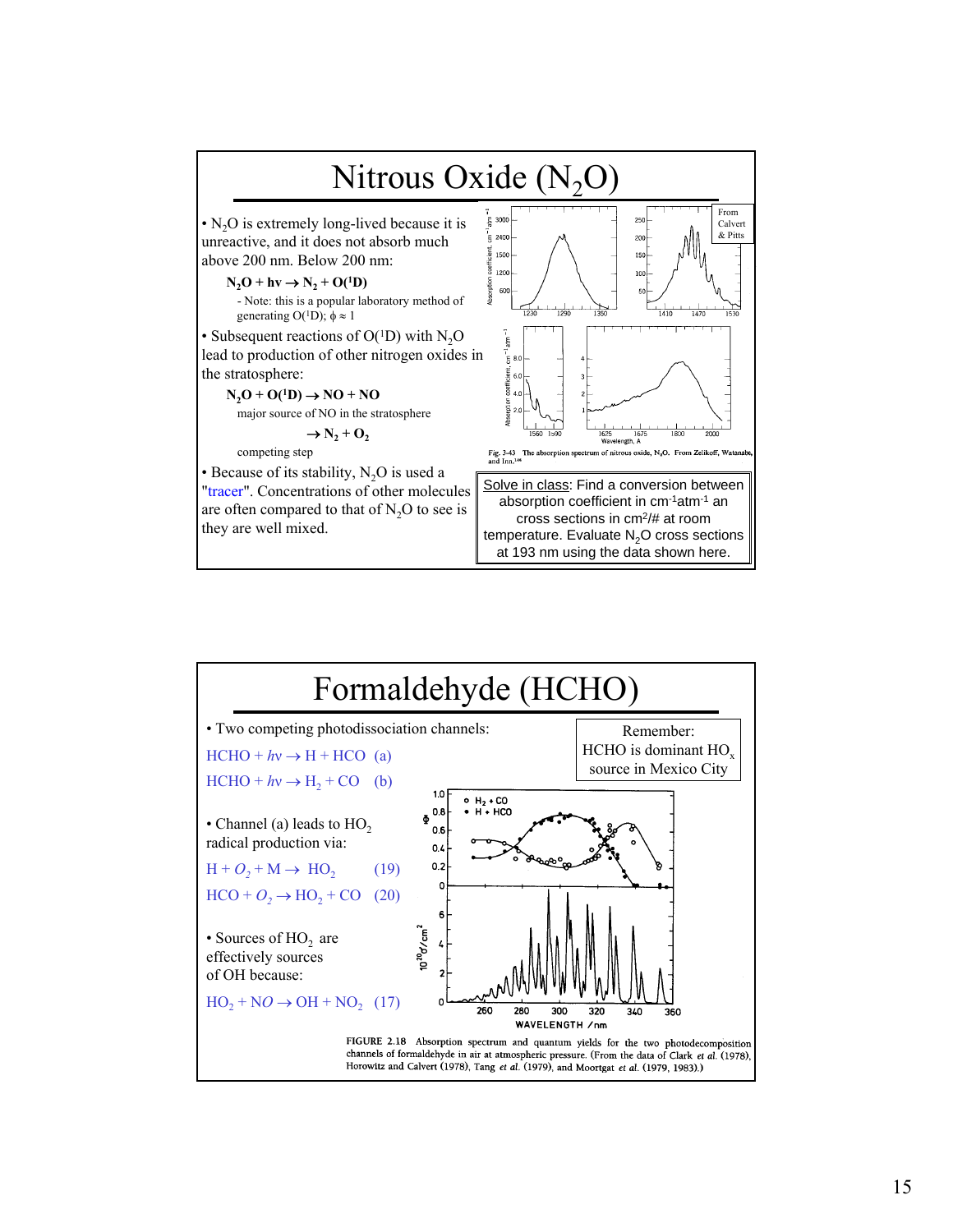# Nitrous Oxide ($N_2O$)

- $N_2O$ is extremely long-lived because it is unreactive, and it does not absorb much above 200 nm. Below 200 nm:

  **$N_2O + hv \rightarrow N_2 + O(^1D)$**

  - Note: this is a popular laboratory method of generating $O(^1D)$; $\phi \approx 1$

- Subsequent reactions of $O(^1D)$ with $N_2O$ lead to production of other nitrogen oxides in the stratosphere:

  **$N_2O + O(^1D) \rightarrow NO + NO$**

  major source of NO in the stratosphere

  **$\rightarrow N_2 + O_2$**

  competing step

- Because of its stability, $N_2O$ is used a "tracer". Concentrations of other molecules are often compared to that of $N_2O$ to see is they are well mixed.

From Calvert & Pitts

Fig. 3-43 The absorption spectrum of nitrous oxide, $N_2O$. From Zelikoff, Watanabe, and Inn.[144]

Solve in class: Find a conversion between absorption coefficient in $cm^{-1}atm^{-1}$ an cross sections in $cm^2/\#$ at room temperature. Evaluate $N_2O$ cross sections at 193 nm using the data shown here.

# Formaldehyde (HCHO)

- Two competing photodissociation channels:

$HCHO + hv \rightarrow H + HCO$ (a)

$HCHO + hv \rightarrow H_2 + CO$ (b)

- Channel (a) leads to $HO_2$ radical production via:

$H + O_2 + M \rightarrow HO_2$ (19)

$HCO + O_2 \rightarrow HO_2 + CO$ (20)

- Sources of $HO_2$ are effectively sources of OH because:

$HO_2 + NO \rightarrow OH + NO_2$ (17)

Remember: HCHO is dominant $HO_x$ source in Mexico City

FIGURE 2.18 Absorption spectrum and quantum yields for the two photodecomposition channels of formaldehyde in air at atmospheric pressure. (From the data of Clark *et al.* (1978), Horowitz and Calvert (1978), Tang *et al.* (1979), and Moortgat *et al.* (1979, 1983).)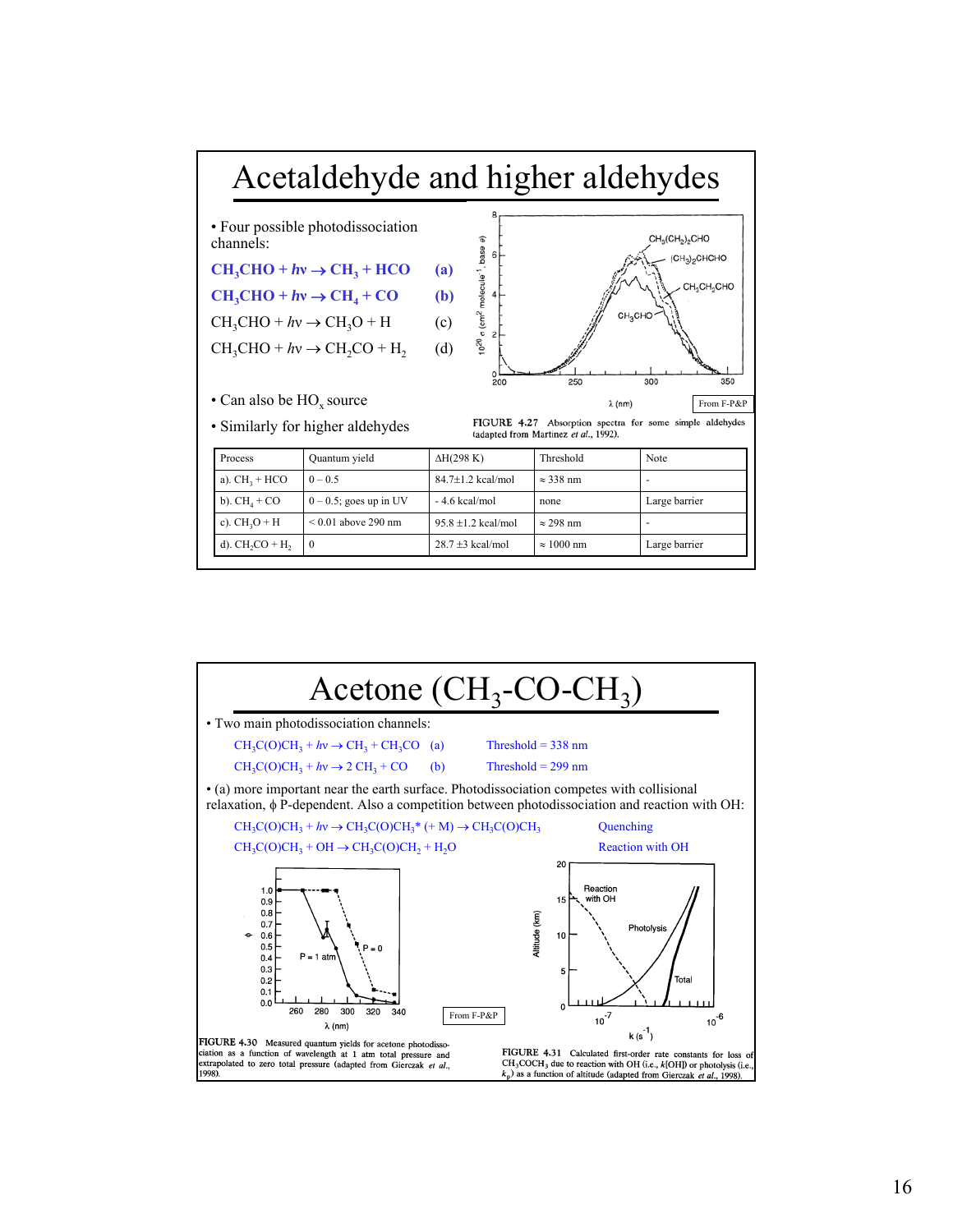# Acetaldehyde and higher aldehydes

- Four possible photodissociation channels:

$CH_3CHO + h\nu \rightarrow CH_3 + HCO$ **(a)**

$CH_3CHO + h\nu \rightarrow CH_4 + CO$ **(b)**

$CH_3CHO + h\nu \rightarrow CH_3O + H$ (c)

$CH_3CHO + h\nu \rightarrow CH_2CO + H_2$ (d)

- Can also be $HO_x$ source
- Similarly for higher aldehydes

From F-P&P

FIGURE 4.27 Absorption spectra for some simple aldehydes (adapted from Martinez *et al.*, 1992).

| Process | Quantum yield | ΔH(298 K) | Threshold | Note |
|---|---|---|---|---|
| a). $CH_3 + HCO$ | 0 – 0.5 | 84.7±1.2 kcal/mol | ≈ 338 nm | - |
| b). $CH_4 + CO$ | 0 – 0.5; goes up in UV | - 4.6 kcal/mol | none | Large barrier |
| c). $CH_3O + H$ | < 0.01 above 290 nm | 95.8 ±1.2 kcal/mol | ≈ 298 nm | - |
| d). $CH_2CO + H_2$ | 0 | 28.7 ±3 kcal/mol | ≈ 1000 nm | Large barrier |

# Acetone ($CH_3$-CO-$CH_3$)

- Two main photodissociation channels:

$CH_3C(O)CH_3 + h\nu \rightarrow CH_3 + CH_3CO$ (a) Threshold = 338 nm

$CH_3C(O)CH_3 + h\nu \rightarrow 2\ CH_3 + CO$ (b) Threshold = 299 nm

- (a) more important near the earth surface. Photodissociation competes with collisional relaxation, ϕ P-dependent. Also a competition between photodissociation and reaction with OH:

$CH_3C(O)CH_3 + h\nu \rightarrow CH_3C(O)CH_3^* (+ M) \rightarrow CH_3C(O)CH_3$ Quenching

$CH_3C(O)CH_3 + OH \rightarrow CH_3C(O)CH_2 + H_2O$ Reaction with OH

From F-P&P

FIGURE 4.30 Measured quantum yields for acetone photodissociation as a function of wavelength at 1 atm total pressure and extrapolated to zero total pressure (adapted from Gierczak *et al.*, 1998).

FIGURE 4.31 Calculated first-order rate constants for loss of $CH_3COCH_3$ due to reaction with OH (i.e., $k$[OH]) or photolysis (i.e., $k_p$) as a function of altitude (adapted from Gierczak *et al.*, 1998).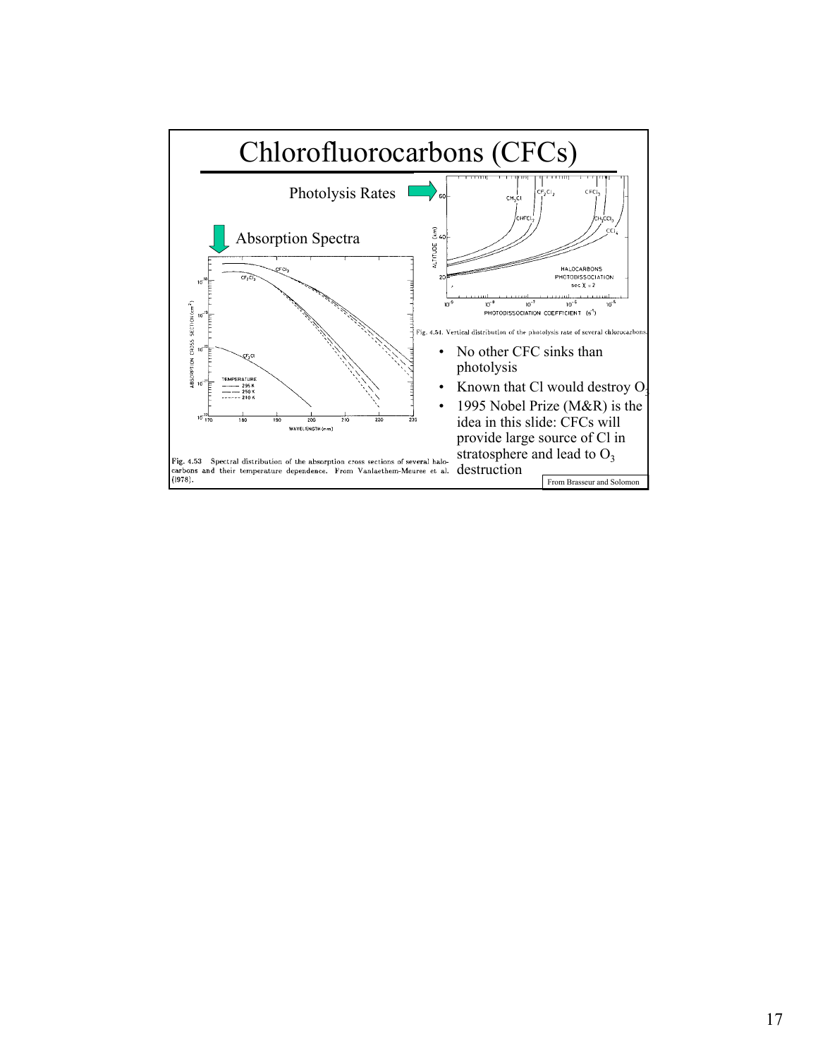# Chlorofluorocarbons (CFCs)

Photolysis Rates

Absorption Spectra

60

ALTITUDE (km)

40

20

$CH_3Cl$

$CF_2Cl_2$

$CFCl_3$

$CHFCl_2$

$CH_3CCl_3$

$CCl_4$

HALOCARBONS
PHOTODISSOCIATION
sec χ = 2

$10^{-9}$ $10^{-8}$ $10^{-7}$ $10^{-6}$ $10^{-5}$

PHOTODISSOCIATION COEFFICIENT ($s^{-1}$)

Fig. 4.54. Vertical distribution of the photolysis rate of several chlorocarbons.

ABSORPTION CROSS SECTION ($cm^2$)

$10^{-18}$ $10^{-19}$ $10^{-20}$ $10^{-21}$ $10^{-22}$

$CFCl_3$

$CF_2Cl_2$

$CF_3Cl$

TEMPERATURE
295 K
250 K
210 K

170 180 190 200 210 220 230

WAVELENGTH (nm)

Fig. 4.53 Spectral distribution of the absorption cross sections of several halocarbons and their temperature dependence. From Vanlaethem-Meuree et al. (1978).

- No other CFC sinks than photolysis
- Known that Cl would destroy $O_3$
- 1995 Nobel Prize (M&R) is the idea in this slide: CFCs will provide large source of Cl in stratosphere and lead to $O_3$ destruction

From Brasseur and Solomon